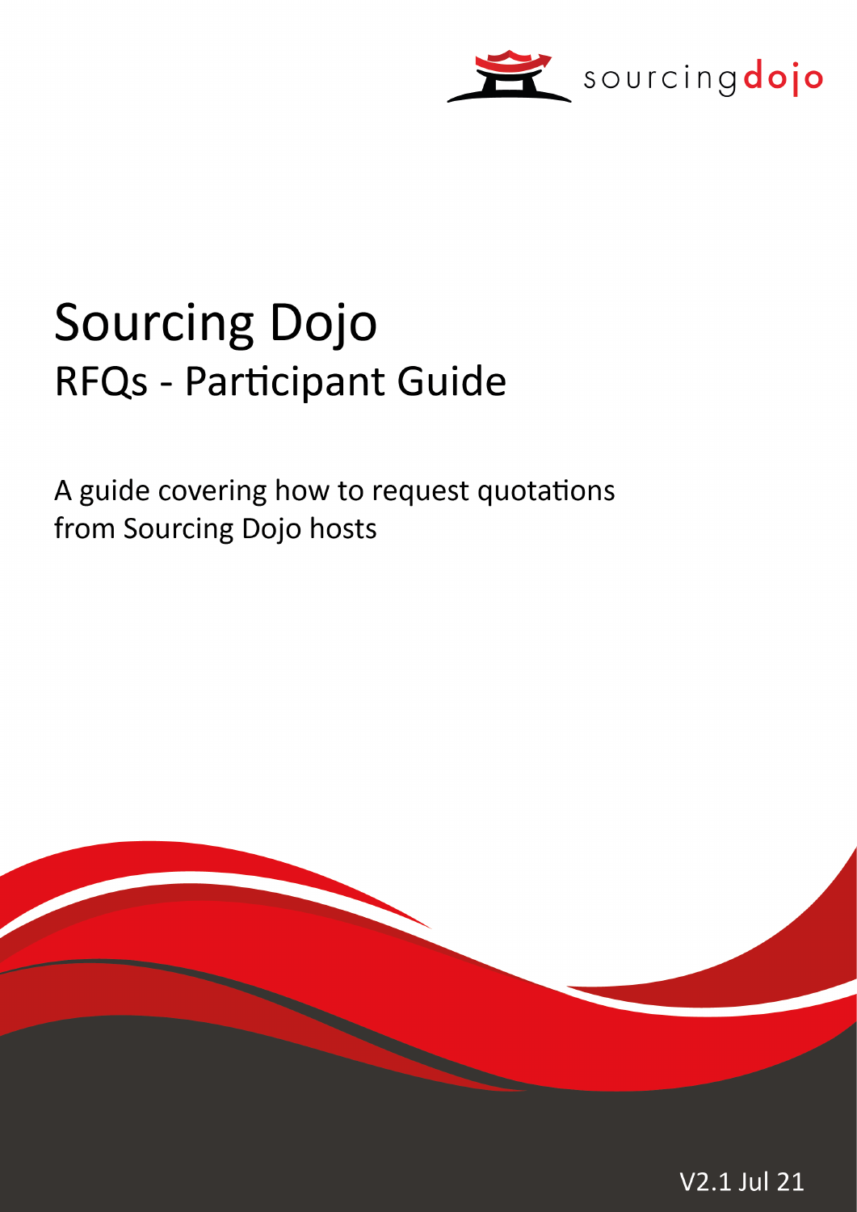sourcingdojo

# Sourcing Dojo

## RFQs - Participant Guide

A guide covering how to request quotations from Sourcing Dojo hosts

V2.1 Jul 21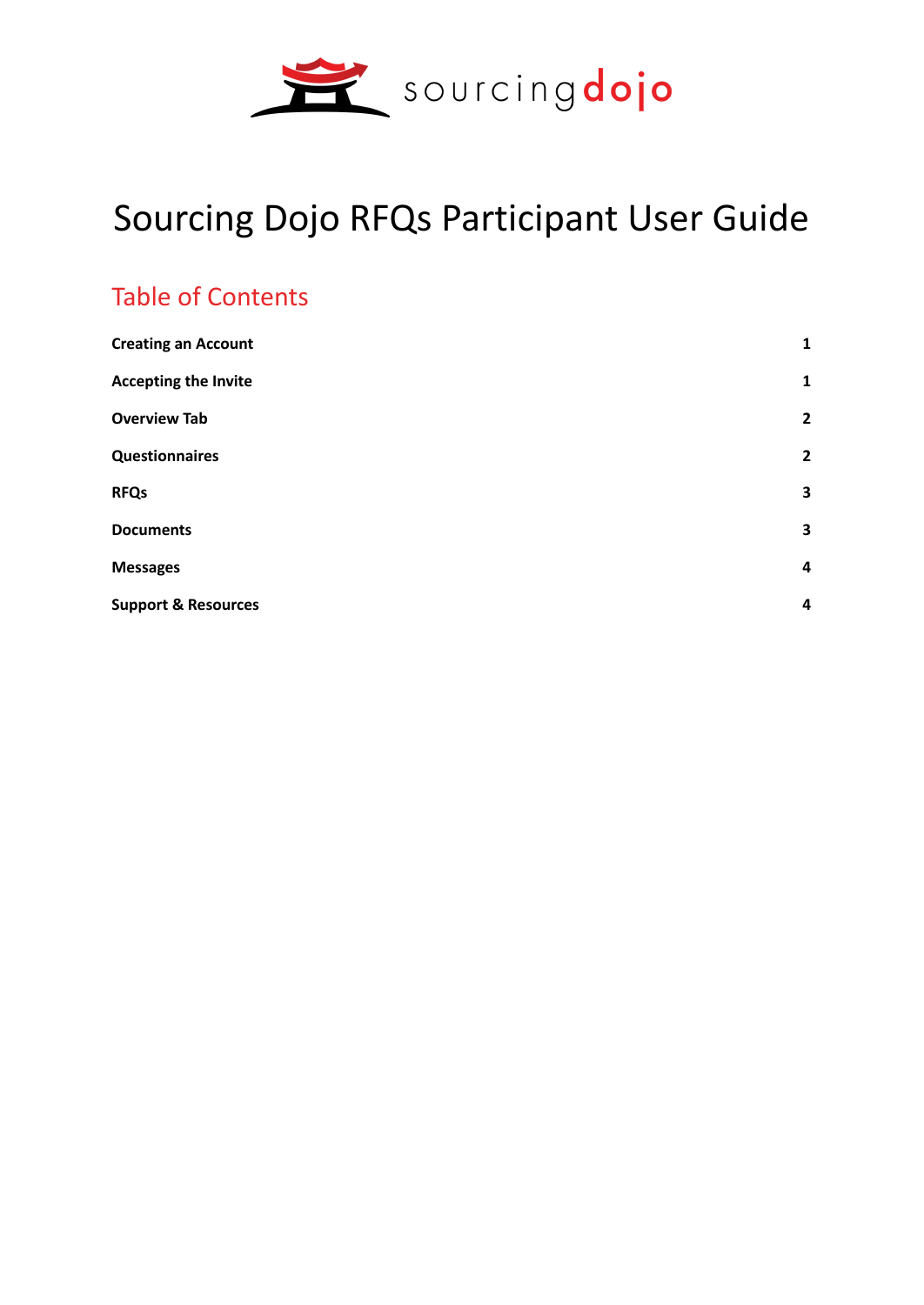# Sourcing Dojo RFQs Participant User Guide

## Table of Contents

| | |
|---|---|
| **Creating an Account** | **1** |
| **Accepting the Invite** | **1** |
| **Overview Tab** | **2** |
| **Questionnaires** | **2** |
| **RFQs** | **3** |
| **Documents** | **3** |
| **Messages** | **4** |
| **Support & Resources** | **4** |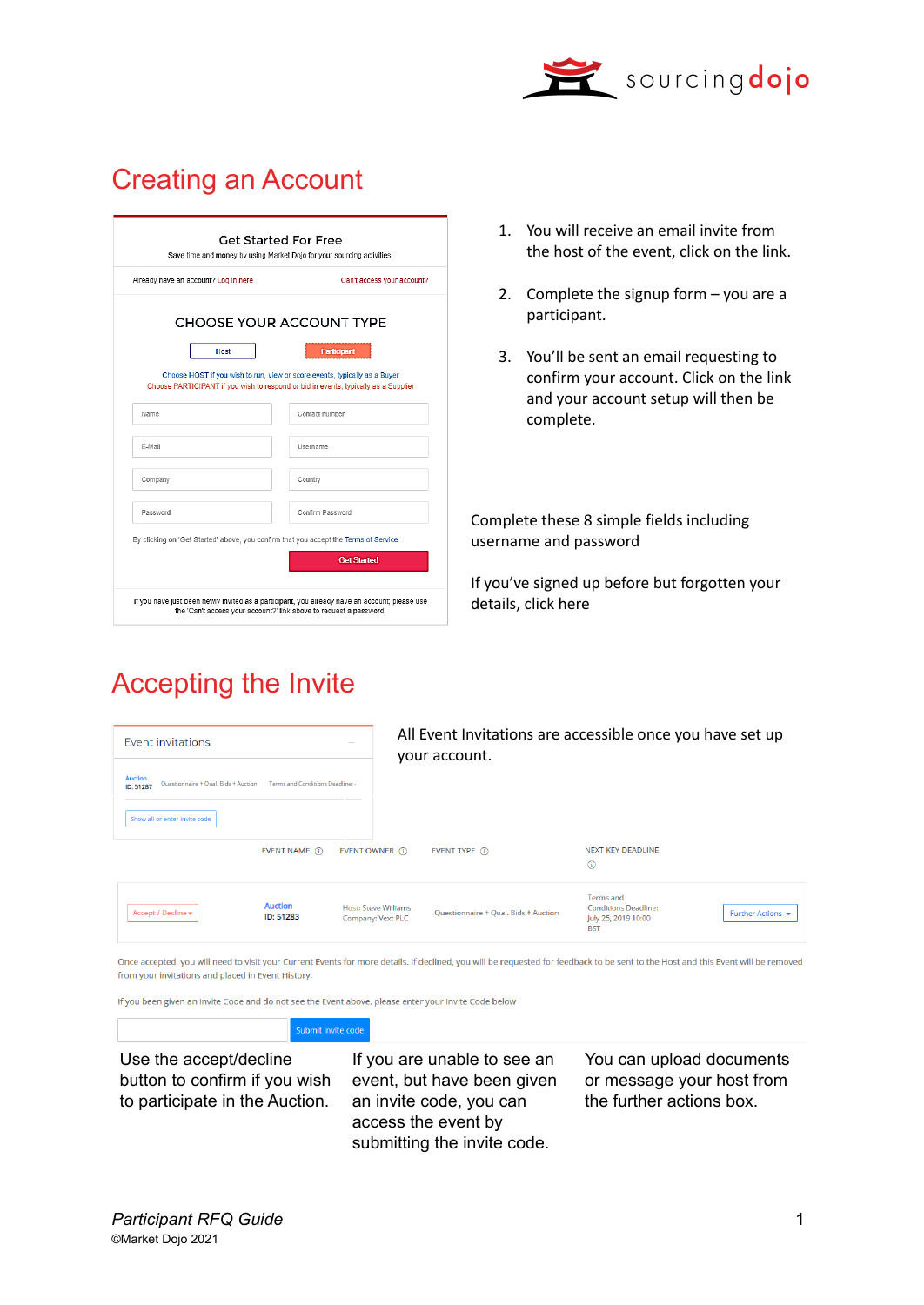# Creating an Account

Get Started For Free

Save time and money by using Market Dojo for your sourcing activities!

Already have an account? Log in here

Can't access your account?

CHOOSE YOUR ACCOUNT TYPE

Host | Participant

Choose HOST if you wish to run, view or score events, typically as a Buyer

Choose PARTICIPANT if you wish to respond or bid in events, typically as a Supplier

Name | Contact number

E-Mail | Username

Company | Country

Password | Confirm Password

By clicking on 'Get Started' above, you confirm that you accept the Terms of Service

Get Started

If you have just been newly invited as a participant, you already have an account; please use the 'Can't access your account?' link above to request a password.

1. You will receive an email invite from the host of the event, click on the link.
2. Complete the signup form – you are a participant.
3. You'll be sent an email requesting to confirm your account. Click on the link and your account setup will then be complete.

Complete these 8 simple fields including username and password

If you've signed up before but forgotten your details, click here

# Accepting the Invite

Event invitations

Auction ID: 51287 | Questionnaire + Qual. Bids + Auction | Terms and Conditions Deadline: -

Show all or enter invite code

All Event Invitations are accessible once you have set up your account.

| | EVENT NAME | EVENT OWNER | EVENT TYPE | NEXT KEY DEADLINE | |
|---|---|---|---|---|---|
| Accept / Decline | Auction ID: 51283 | Host: Steve Williams Company: Vext PLC | Questionnaire + Qual. Bids + Auction | Terms and Conditions Deadline: July 25, 2019 10:00 BST | Further Actions |

Once accepted, you will need to visit your Current Events for more details. If declined, you will be requested for feedback to be sent to the Host and this Event will be removed from your Invitations and placed in Event History.

If you been given an Invite Code and do not see the Event above, please enter your Invite Code below

Submit invite code

Use the accept/decline button to confirm if you wish to participate in the Auction.

If you are unable to see an event, but have been given an invite code, you can access the event by submitting the invite code.

You can upload documents or message your host from the further actions box.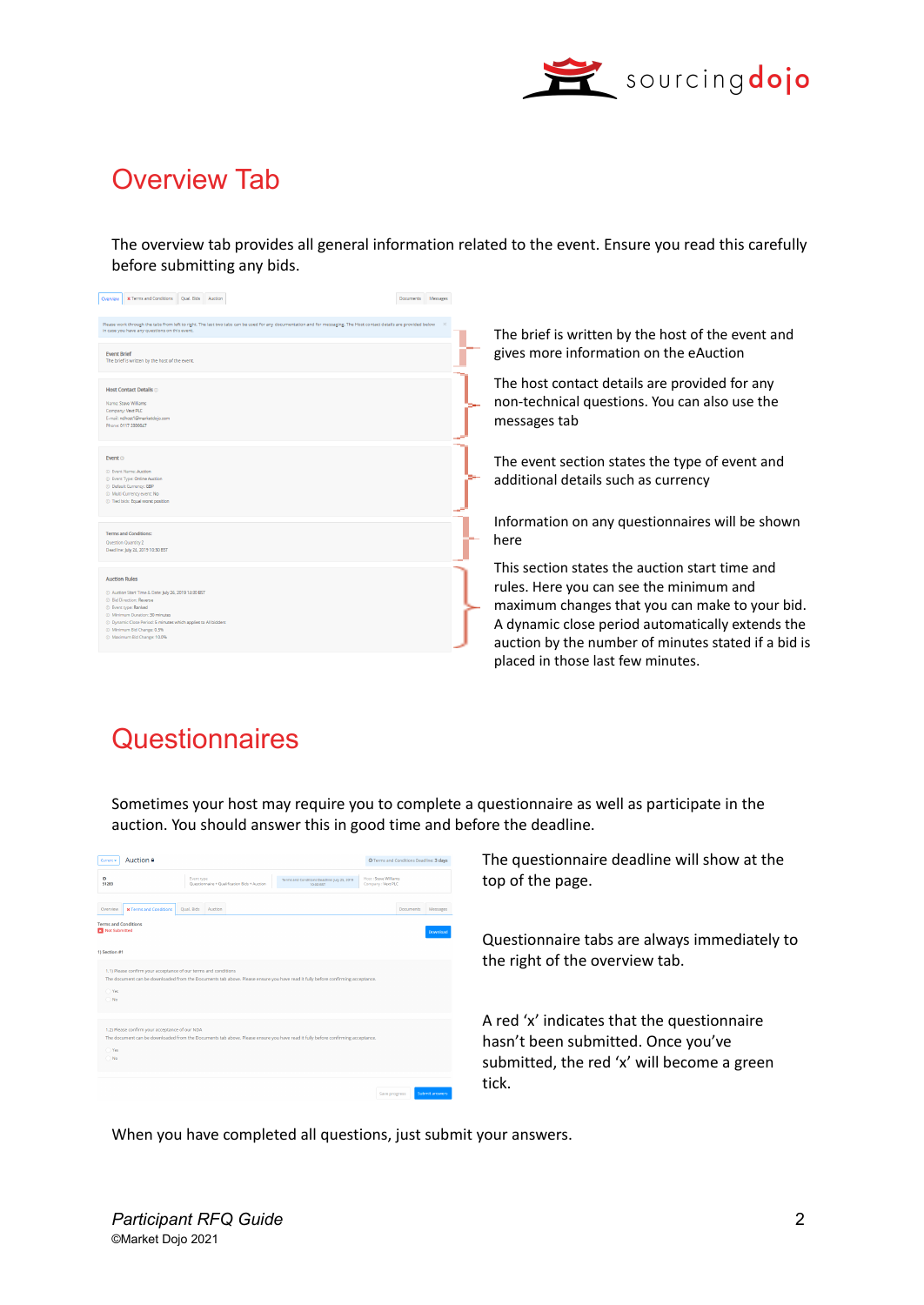# Overview Tab

The overview tab provides all general information related to the event. Ensure you read this carefully before submitting any bids.

The brief is written by the host of the event and gives more information on the eAuction

The host contact details are provided for any non-technical questions. You can also use the messages tab

The event section states the type of event and additional details such as currency

Information on any questionnaires will be shown here

This section states the auction start time and rules. Here you can see the minimum and maximum changes that you can make to your bid. A dynamic close period automatically extends the auction by the number of minutes stated if a bid is placed in those last few minutes.

# Questionnaires

Sometimes your host may require you to complete a questionnaire as well as participate in the auction. You should answer this in good time and before the deadline.

The questionnaire deadline will show at the top of the page.

Questionnaire tabs are always immediately to the right of the overview tab.

A red 'x' indicates that the questionnaire hasn't been submitted. Once you've submitted, the red 'x' will become a green tick.

When you have completed all questions, just submit your answers.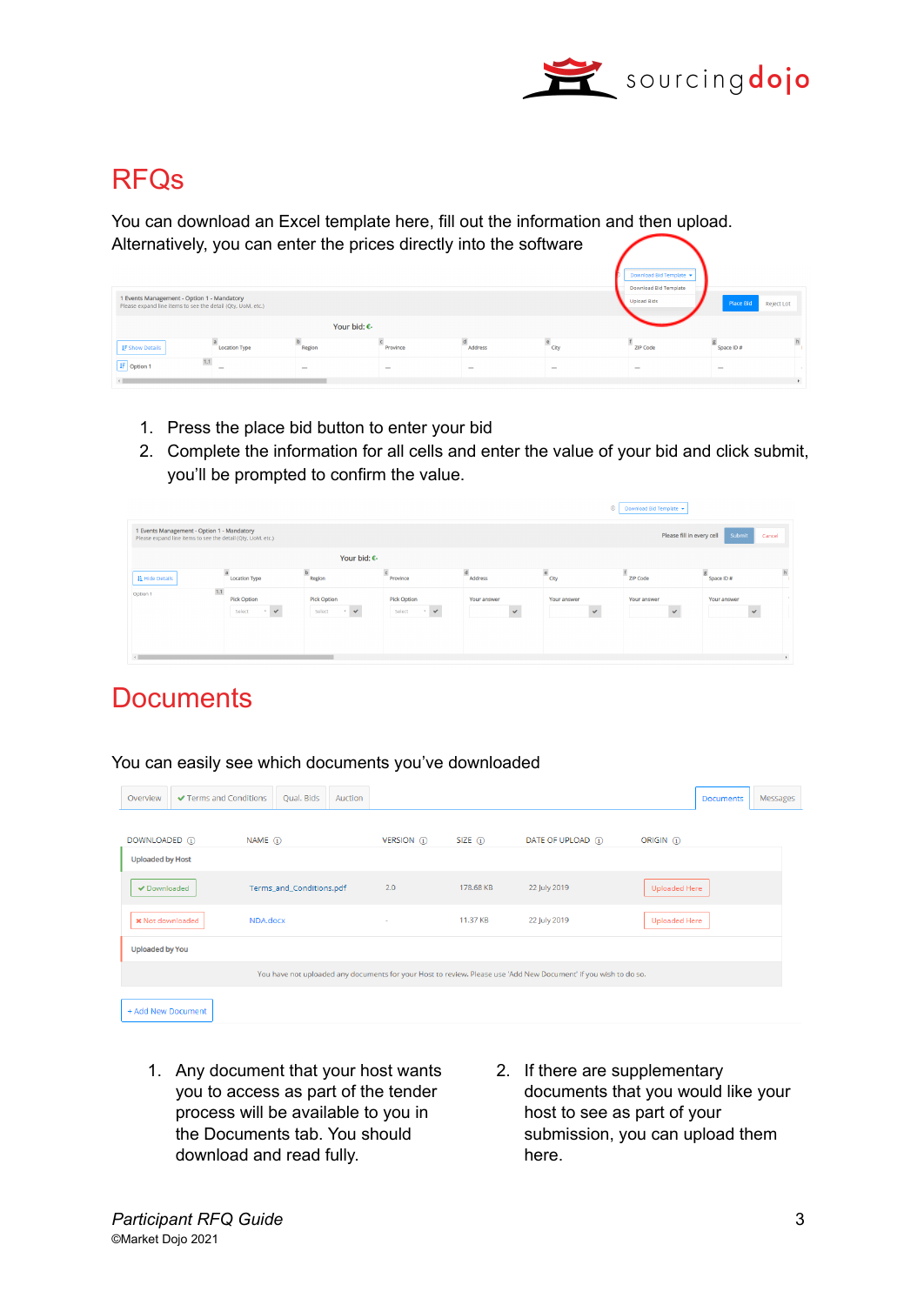# RFQs

You can download an Excel template here, fill out the information and then upload. Alternatively, you can enter the prices directly into the software

1. Press the place bid button to enter your bid
2. Complete the information for all cells and enter the value of your bid and click submit, you'll be prompted to confirm the value.

# Documents

You can easily see which documents you've downloaded

1. Any document that your host wants you to access as part of the tender process will be available to you in the Documents tab. You should download and read fully.
2. If there are supplementary documents that you would like your host to see as part of your submission, you can upload them here.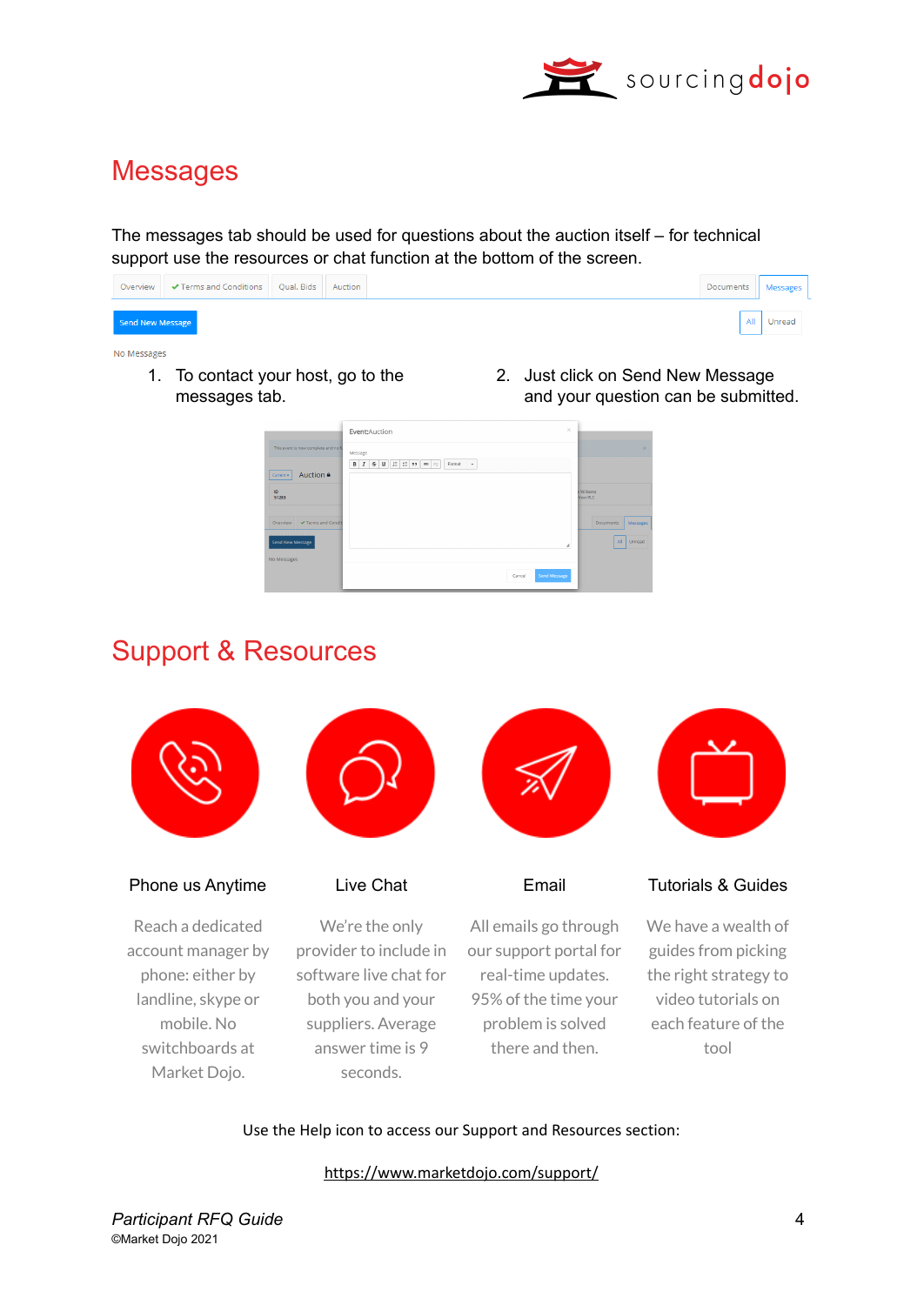# Messages

The messages tab should be used for questions about the auction itself – for technical support use the resources or chat function at the bottom of the screen.

1. To contact your host, go to the messages tab.
2. Just click on Send New Message and your question can be submitted.

# Support & Resources

### Phone us Anytime

Reach a dedicated account manager by phone: either by landline, skype or mobile. No switchboards at Market Dojo.

### Live Chat

We're the only provider to include in software live chat for both you and your suppliers. Average answer time is 9 seconds.

### Email

All emails go through our support portal for real-time updates. 95% of the time your problem is solved there and then.

### Tutorials & Guides

We have a wealth of guides from picking the right strategy to video tutorials on each feature of the tool

Use the Help icon to access our Support and Resources section:

https://www.marketdojo.com/support/